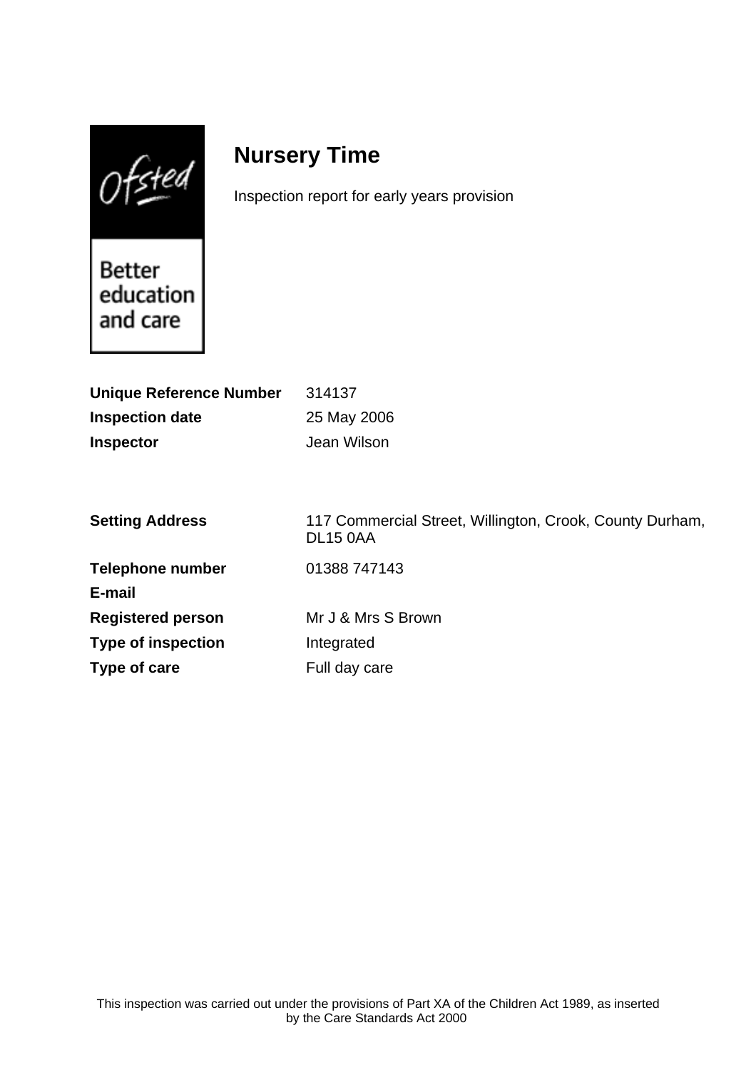Ofsted

Better education and care

# Nursery Time

Inspection report for early years provision

| | |
|---|---|
| **Unique Reference Number** | 314137 |
| **Inspection date** | 25 May 2006 |
| **Inspector** | Jean Wilson |

| | |
|---|---|
| **Setting Address** | 117 Commercial Street, Willington, Crook, County Durham, DL15 0AA |
| **Telephone number** | 01388 747143 |
| **E-mail** | |
| **Registered person** | Mr J & Mrs S Brown |
| **Type of inspection** | Integrated |
| **Type of care** | Full day care |

This inspection was carried out under the provisions of Part XA of the Children Act 1989, as inserted by the Care Standards Act 2000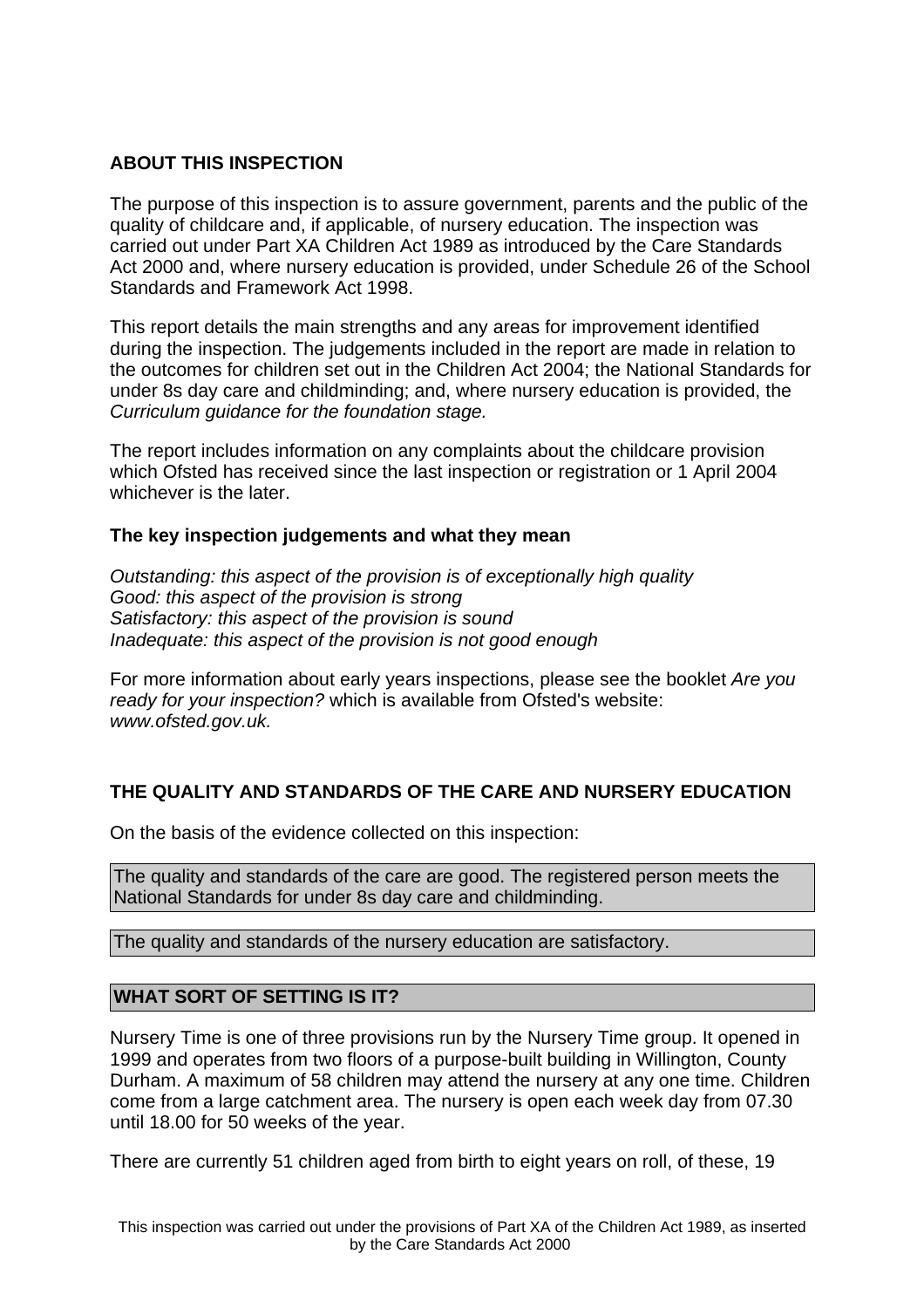## ABOUT THIS INSPECTION

The purpose of this inspection is to assure government, parents and the public of the quality of childcare and, if applicable, of nursery education. The inspection was carried out under Part XA Children Act 1989 as introduced by the Care Standards Act 2000 and, where nursery education is provided, under Schedule 26 of the School Standards and Framework Act 1998.

This report details the main strengths and any areas for improvement identified during the inspection. The judgements included in the report are made in relation to the outcomes for children set out in the Children Act 2004; the National Standards for under 8s day care and childminding; and, where nursery education is provided, the *Curriculum guidance for the foundation stage.*

The report includes information on any complaints about the childcare provision which Ofsted has received since the last inspection or registration or 1 April 2004 whichever is the later.

### The key inspection judgements and what they mean

*Outstanding: this aspect of the provision is of exceptionally high quality*
*Good: this aspect of the provision is strong*
*Satisfactory: this aspect of the provision is sound*
*Inadequate: this aspect of the provision is not good enough*

For more information about early years inspections, please see the booklet *Are you ready for your inspection?* which is available from Ofsted's website: *www.ofsted.gov.uk.*

## THE QUALITY AND STANDARDS OF THE CARE AND NURSERY EDUCATION

On the basis of the evidence collected on this inspection:

The quality and standards of the care are good. The registered person meets the National Standards for under 8s day care and childminding.

The quality and standards of the nursery education are satisfactory.

## WHAT SORT OF SETTING IS IT?

Nursery Time is one of three provisions run by the Nursery Time group. It opened in 1999 and operates from two floors of a purpose-built building in Willington, County Durham. A maximum of 58 children may attend the nursery at any one time. Children come from a large catchment area. The nursery is open each week day from 07.30 until 18.00 for 50 weeks of the year.

There are currently 51 children aged from birth to eight years on roll, of these, 19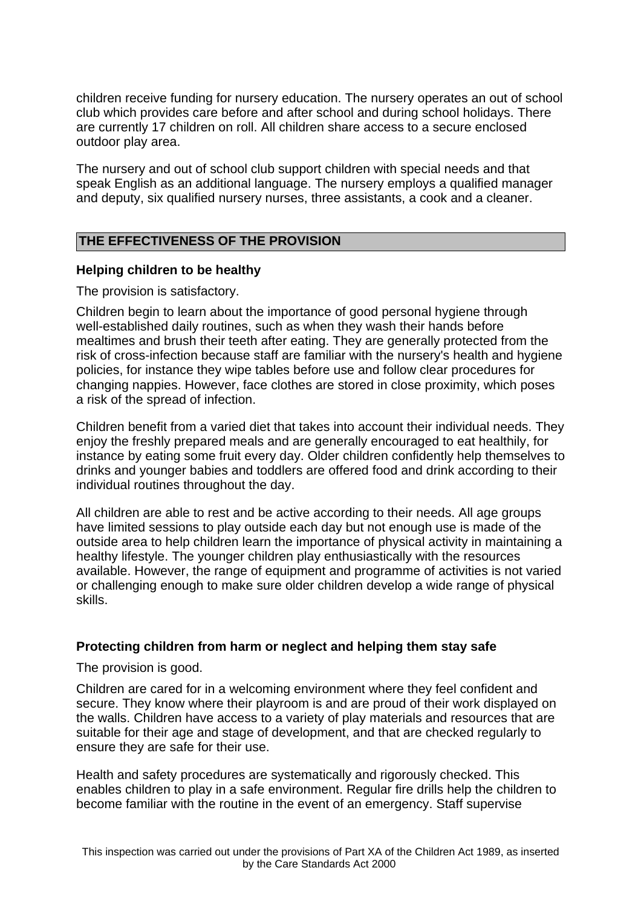children receive funding for nursery education. The nursery operates an out of school club which provides care before and after school and during school holidays. There are currently 17 children on roll. All children share access to a secure enclosed outdoor play area.

The nursery and out of school club support children with special needs and that speak English as an additional language. The nursery employs a qualified manager and deputy, six qualified nursery nurses, three assistants, a cook and a cleaner.

## THE EFFECTIVENESS OF THE PROVISION

### Helping children to be healthy

The provision is satisfactory.

Children begin to learn about the importance of good personal hygiene through well-established daily routines, such as when they wash their hands before mealtimes and brush their teeth after eating. They are generally protected from the risk of cross-infection because staff are familiar with the nursery's health and hygiene policies, for instance they wipe tables before use and follow clear procedures for changing nappies. However, face clothes are stored in close proximity, which poses a risk of the spread of infection.

Children benefit from a varied diet that takes into account their individual needs. They enjoy the freshly prepared meals and are generally encouraged to eat healthily, for instance by eating some fruit every day. Older children confidently help themselves to drinks and younger babies and toddlers are offered food and drink according to their individual routines throughout the day.

All children are able to rest and be active according to their needs. All age groups have limited sessions to play outside each day but not enough use is made of the outside area to help children learn the importance of physical activity in maintaining a healthy lifestyle. The younger children play enthusiastically with the resources available. However, the range of equipment and programme of activities is not varied or challenging enough to make sure older children develop a wide range of physical skills.

### Protecting children from harm or neglect and helping them stay safe

The provision is good.

Children are cared for in a welcoming environment where they feel confident and secure. They know where their playroom is and are proud of their work displayed on the walls. Children have access to a variety of play materials and resources that are suitable for their age and stage of development, and that are checked regularly to ensure they are safe for their use.

Health and safety procedures are systematically and rigorously checked. This enables children to play in a safe environment. Regular fire drills help the children to become familiar with the routine in the event of an emergency. Staff supervise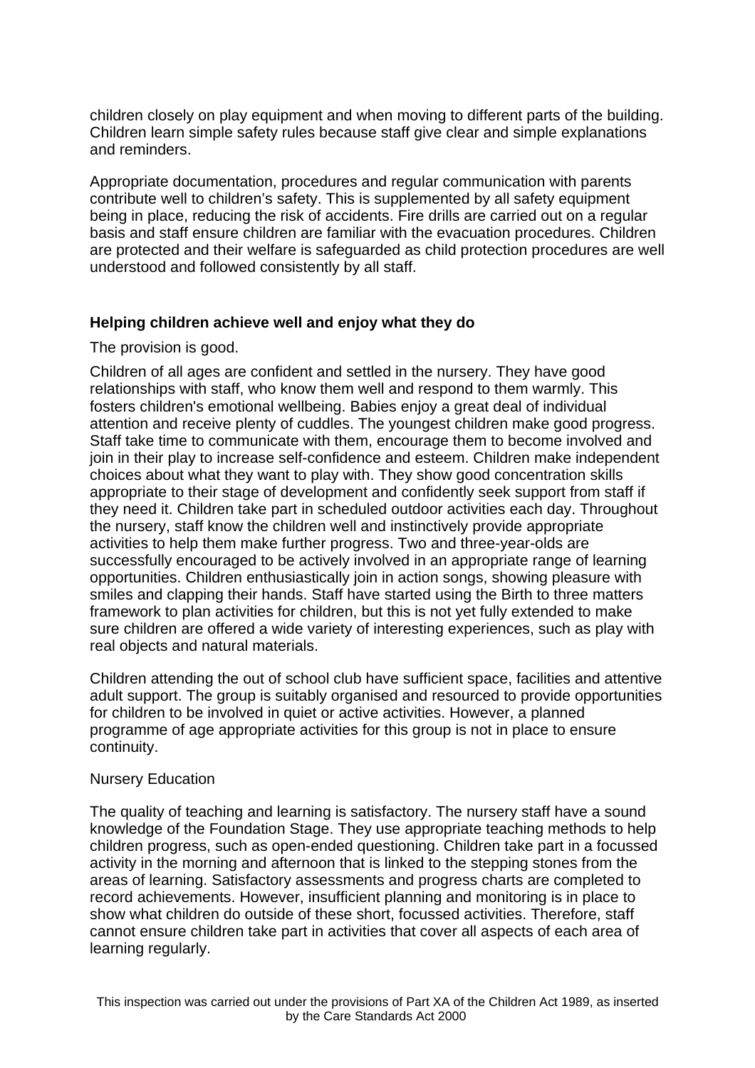children closely on play equipment and when moving to different parts of the building. Children learn simple safety rules because staff give clear and simple explanations and reminders.

Appropriate documentation, procedures and regular communication with parents contribute well to children's safety. This is supplemented by all safety equipment being in place, reducing the risk of accidents. Fire drills are carried out on a regular basis and staff ensure children are familiar with the evacuation procedures. Children are protected and their welfare is safeguarded as child protection procedures are well understood and followed consistently by all staff.

**Helping children achieve well and enjoy what they do**

The provision is good.

Children of all ages are confident and settled in the nursery. They have good relationships with staff, who know them well and respond to them warmly. This fosters children's emotional wellbeing. Babies enjoy a great deal of individual attention and receive plenty of cuddles. The youngest children make good progress. Staff take time to communicate with them, encourage them to become involved and join in their play to increase self-confidence and esteem. Children make independent choices about what they want to play with. They show good concentration skills appropriate to their stage of development and confidently seek support from staff if they need it. Children take part in scheduled outdoor activities each day. Throughout the nursery, staff know the children well and instinctively provide appropriate activities to help them make further progress. Two and three-year-olds are successfully encouraged to be actively involved in an appropriate range of learning opportunities. Children enthusiastically join in action songs, showing pleasure with smiles and clapping their hands. Staff have started using the Birth to three matters framework to plan activities for children, but this is not yet fully extended to make sure children are offered a wide variety of interesting experiences, such as play with real objects and natural materials.

Children attending the out of school club have sufficient space, facilities and attentive adult support. The group is suitably organised and resourced to provide opportunities for children to be involved in quiet or active activities. However, a planned programme of age appropriate activities for this group is not in place to ensure continuity.

Nursery Education

The quality of teaching and learning is satisfactory. The nursery staff have a sound knowledge of the Foundation Stage. They use appropriate teaching methods to help children progress, such as open-ended questioning. Children take part in a focussed activity in the morning and afternoon that is linked to the stepping stones from the areas of learning. Satisfactory assessments and progress charts are completed to record achievements. However, insufficient planning and monitoring is in place to show what children do outside of these short, focussed activities. Therefore, staff cannot ensure children take part in activities that cover all aspects of each area of learning regularly.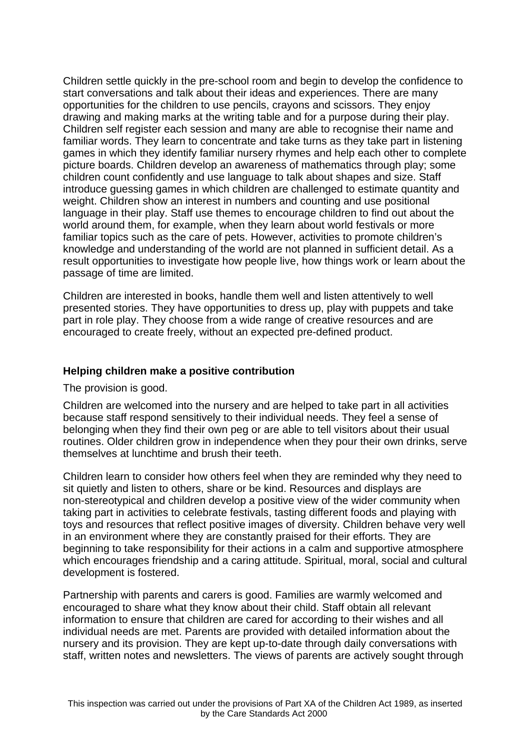Children settle quickly in the pre-school room and begin to develop the confidence to start conversations and talk about their ideas and experiences. There are many opportunities for the children to use pencils, crayons and scissors. They enjoy drawing and making marks at the writing table and for a purpose during their play. Children self register each session and many are able to recognise their name and familiar words. They learn to concentrate and take turns as they take part in listening games in which they identify familiar nursery rhymes and help each other to complete picture boards. Children develop an awareness of mathematics through play; some children count confidently and use language to talk about shapes and size. Staff introduce guessing games in which children are challenged to estimate quantity and weight. Children show an interest in numbers and counting and use positional language in their play. Staff use themes to encourage children to find out about the world around them, for example, when they learn about world festivals or more familiar topics such as the care of pets. However, activities to promote children's knowledge and understanding of the world are not planned in sufficient detail. As a result opportunities to investigate how people live, how things work or learn about the passage of time are limited.

Children are interested in books, handle them well and listen attentively to well presented stories. They have opportunities to dress up, play with puppets and take part in role play. They choose from a wide range of creative resources and are encouraged to create freely, without an expected pre-defined product.

**Helping children make a positive contribution**

The provision is good.

Children are welcomed into the nursery and are helped to take part in all activities because staff respond sensitively to their individual needs. They feel a sense of belonging when they find their own peg or are able to tell visitors about their usual routines. Older children grow in independence when they pour their own drinks, serve themselves at lunchtime and brush their teeth.

Children learn to consider how others feel when they are reminded why they need to sit quietly and listen to others, share or be kind. Resources and displays are non-stereotypical and children develop a positive view of the wider community when taking part in activities to celebrate festivals, tasting different foods and playing with toys and resources that reflect positive images of diversity. Children behave very well in an environment where they are constantly praised for their efforts. They are beginning to take responsibility for their actions in a calm and supportive atmosphere which encourages friendship and a caring attitude. Spiritual, moral, social and cultural development is fostered.

Partnership with parents and carers is good. Families are warmly welcomed and encouraged to share what they know about their child. Staff obtain all relevant information to ensure that children are cared for according to their wishes and all individual needs are met. Parents are provided with detailed information about the nursery and its provision. They are kept up-to-date through daily conversations with staff, written notes and newsletters. The views of parents are actively sought through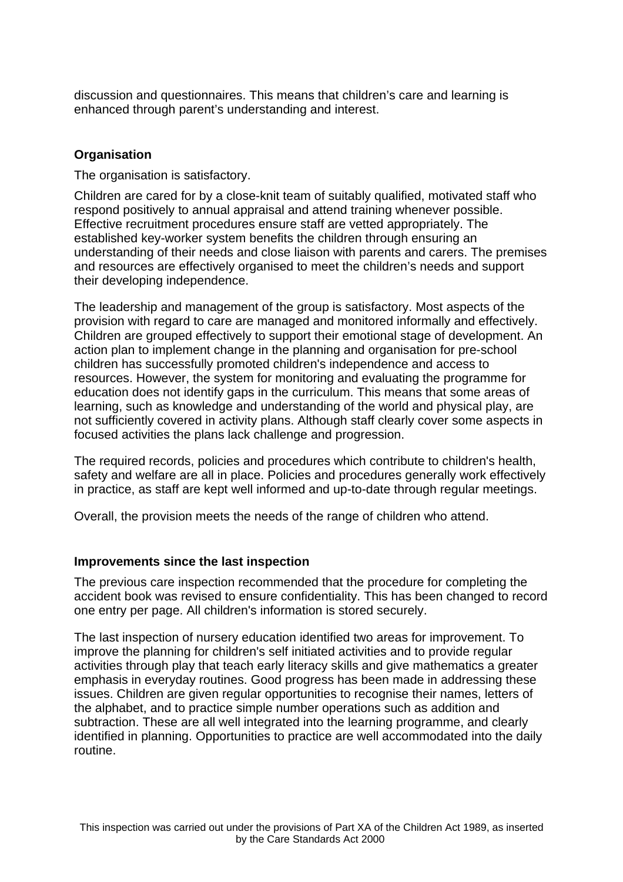discussion and questionnaires. This means that children's care and learning is enhanced through parent's understanding and interest.

**Organisation**

The organisation is satisfactory.

Children are cared for by a close-knit team of suitably qualified, motivated staff who respond positively to annual appraisal and attend training whenever possible. Effective recruitment procedures ensure staff are vetted appropriately. The established key-worker system benefits the children through ensuring an understanding of their needs and close liaison with parents and carers. The premises and resources are effectively organised to meet the children's needs and support their developing independence.

The leadership and management of the group is satisfactory. Most aspects of the provision with regard to care are managed and monitored informally and effectively. Children are grouped effectively to support their emotional stage of development. An action plan to implement change in the planning and organisation for pre-school children has successfully promoted children's independence and access to resources. However, the system for monitoring and evaluating the programme for education does not identify gaps in the curriculum. This means that some areas of learning, such as knowledge and understanding of the world and physical play, are not sufficiently covered in activity plans. Although staff clearly cover some aspects in focused activities the plans lack challenge and progression.

The required records, policies and procedures which contribute to children's health, safety and welfare are all in place. Policies and procedures generally work effectively in practice, as staff are kept well informed and up-to-date through regular meetings.

Overall, the provision meets the needs of the range of children who attend.

**Improvements since the last inspection**

The previous care inspection recommended that the procedure for completing the accident book was revised to ensure confidentiality. This has been changed to record one entry per page. All children's information is stored securely.

The last inspection of nursery education identified two areas for improvement. To improve the planning for children's self initiated activities and to provide regular activities through play that teach early literacy skills and give mathematics a greater emphasis in everyday routines. Good progress has been made in addressing these issues. Children are given regular opportunities to recognise their names, letters of the alphabet, and to practice simple number operations such as addition and subtraction. These are all well integrated into the learning programme, and clearly identified in planning. Opportunities to practice are well accommodated into the daily routine.

This inspection was carried out under the provisions of Part XA of the Children Act 1989, as inserted by the Care Standards Act 2000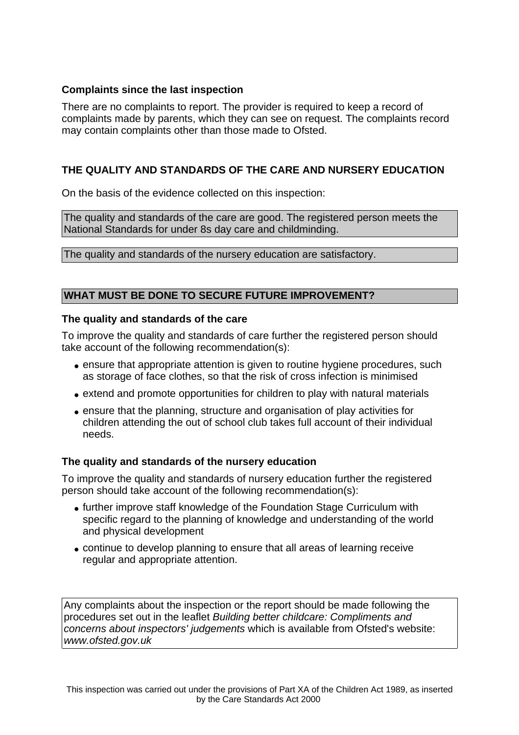### Complaints since the last inspection

There are no complaints to report. The provider is required to keep a record of complaints made by parents, which they can see on request. The complaints record may contain complaints other than those made to Ofsted.

## THE QUALITY AND STANDARDS OF THE CARE AND NURSERY EDUCATION

On the basis of the evidence collected on this inspection:

The quality and standards of the care are good. The registered person meets the National Standards for under 8s day care and childminding.

The quality and standards of the nursery education are satisfactory.

## WHAT MUST BE DONE TO SECURE FUTURE IMPROVEMENT?

### The quality and standards of the care

To improve the quality and standards of care further the registered person should take account of the following recommendation(s):

- ensure that appropriate attention is given to routine hygiene procedures, such as storage of face clothes, so that the risk of cross infection is minimised
- extend and promote opportunities for children to play with natural materials
- ensure that the planning, structure and organisation of play activities for children attending the out of school club takes full account of their individual needs.

### The quality and standards of the nursery education

To improve the quality and standards of nursery education further the registered person should take account of the following recommendation(s):

- further improve staff knowledge of the Foundation Stage Curriculum with specific regard to the planning of knowledge and understanding of the world and physical development
- continue to develop planning to ensure that all areas of learning receive regular and appropriate attention.

Any complaints about the inspection or the report should be made following the procedures set out in the leaflet *Building better childcare: Compliments and concerns about inspectors' judgements* which is available from Ofsted's website: *www.ofsted.gov.uk*

This inspection was carried out under the provisions of Part XA of the Children Act 1989, as inserted by the Care Standards Act 2000